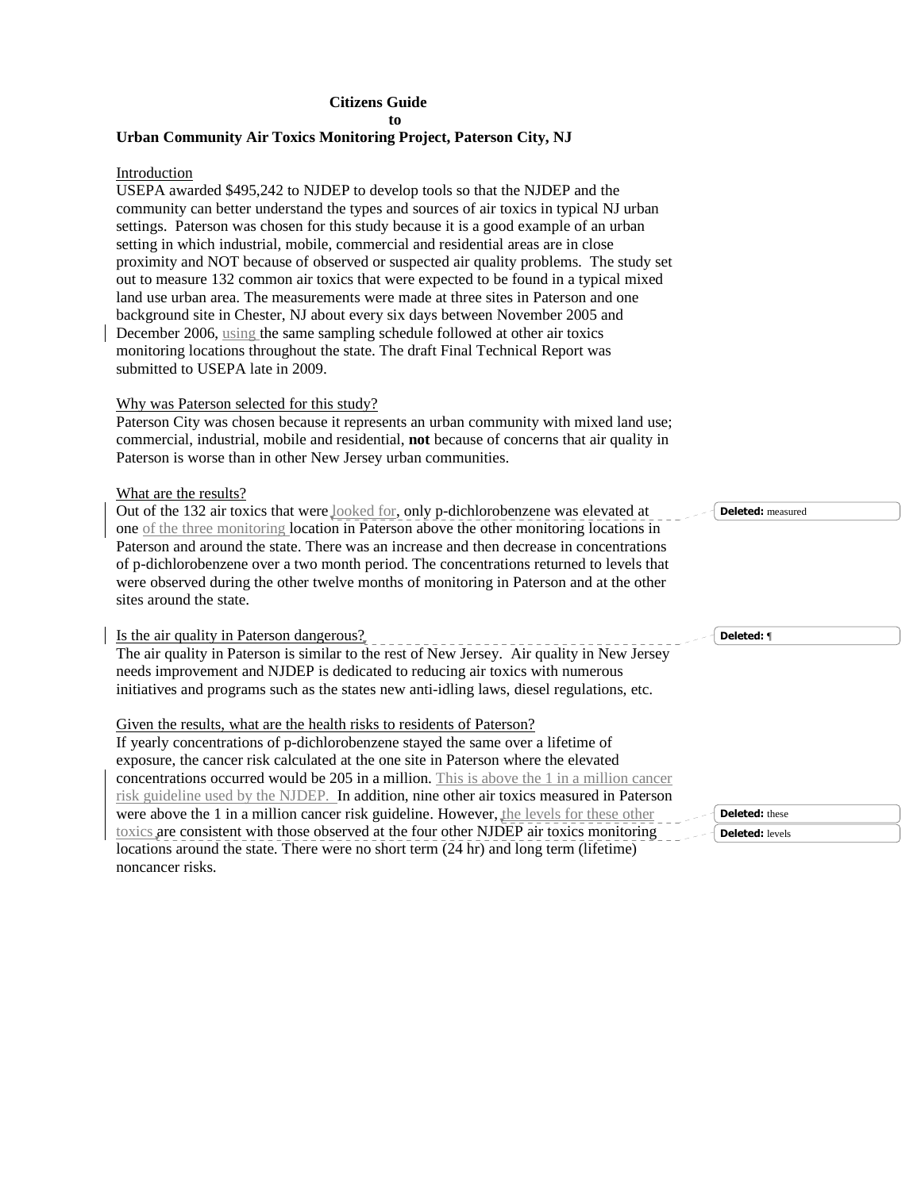**Citizens Guide**
**to**
**Urban Community Air Toxics Monitoring Project, Paterson City, NJ**

## Introduction

USEPA awarded $495,242 to NJDEP to develop tools so that the NJDEP and the community can better understand the types and sources of air toxics in typical NJ urban settings. Paterson was chosen for this study because it is a good example of an urban setting in which industrial, mobile, commercial and residential areas are in close proximity and NOT because of observed or suspected air quality problems. The study set out to measure 132 common air toxics that were expected to be found in a typical mixed land use urban area. The measurements were made at three sites in Paterson and one background site in Chester, NJ about every six days between November 2005 and December 2006, using the same sampling schedule followed at other air toxics monitoring locations throughout the state. The draft Final Technical Report was submitted to USEPA late in 2009.

## Why was Paterson selected for this study?

Paterson City was chosen because it represents an urban community with mixed land use; commercial, industrial, mobile and residential, **not** because of concerns that air quality in Paterson is worse than in other New Jersey urban communities.

## What are the results?

Out of the 132 air toxics that were looked for, only p-dichlorobenzene was elevated at one of the three monitoring location in Paterson above the other monitoring locations in Paterson and around the state. There was an increase and then decrease in concentrations of p-dichlorobenzene over a two month period. The concentrations returned to levels that were observed during the other twelve months of monitoring in Paterson and at the other sites around the state.

## Is the air quality in Paterson dangerous?

The air quality in Paterson is similar to the rest of New Jersey. Air quality in New Jersey needs improvement and NJDEP is dedicated to reducing air toxics with numerous initiatives and programs such as the states new anti-idling laws, diesel regulations, etc.

## Given the results, what are the health risks to residents of Paterson?

If yearly concentrations of p-dichlorobenzene stayed the same over a lifetime of exposure, the cancer risk calculated at the one site in Paterson where the elevated concentrations occurred would be 205 in a million. This is above the 1 in a million cancer risk guideline used by the NJDEP. In addition, nine other air toxics measured in Paterson were above the 1 in a million cancer risk guideline. However, the levels for these other toxics are consistent with those observed at the four other NJDEP air toxics monitoring locations around the state. There were no short term (24 hr) and long term (lifetime) noncancer risks.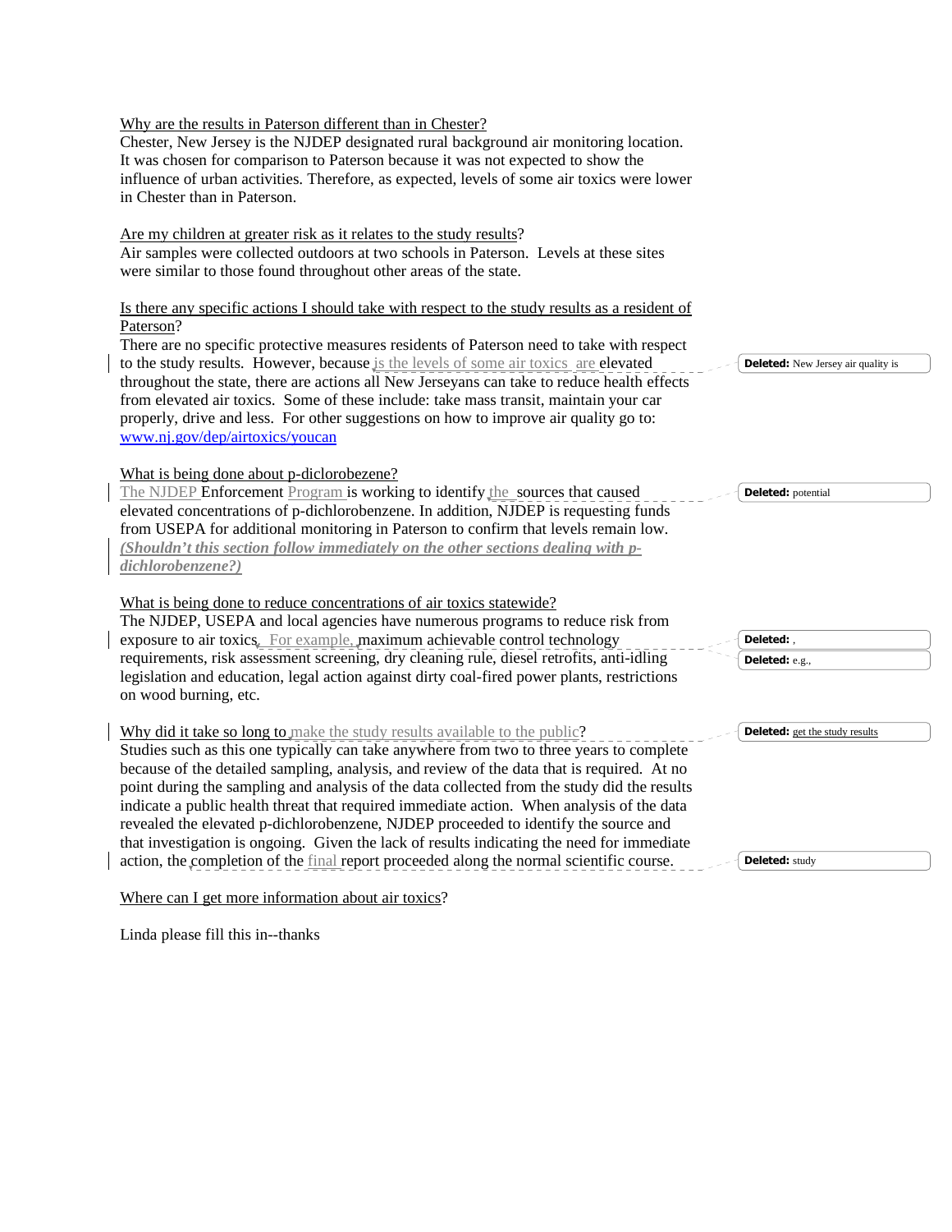Why are the results in Paterson different than in Chester?

Chester, New Jersey is the NJDEP designated rural background air monitoring location. It was chosen for comparison to Paterson because it was not expected to show the influence of urban activities. Therefore, as expected, levels of some air toxics were lower in Chester than in Paterson.

Are my children at greater risk as it relates to the study results?

Air samples were collected outdoors at two schools in Paterson. Levels at these sites were similar to those found throughout other areas of the state.

Is there any specific actions I should take with respect to the study results as a resident of Paterson?

There are no specific protective measures residents of Paterson need to take with respect to the study results. However, because is the levels of some air toxics are elevated throughout the state, there are actions all New Jerseyans can take to reduce health effects from elevated air toxics. Some of these include: take mass transit, maintain your car properly, drive and less. For other suggestions on how to improve air quality go to: www.nj.gov/dep/airtoxics/youcan

Deleted: New Jersey air quality is

What is being done about p-diclorobezene?

The NJDEP Enforcement Program is working to identify the sources that caused elevated concentrations of p-dichlorobenzene. In addition, NJDEP is requesting funds from USEPA for additional monitoring in Paterson to confirm that levels remain low.

***(Shouldn't this section follow immediately on the other sections dealing with p-dichlorobenzene?)***

Deleted: potential

What is being done to reduce concentrations of air toxics statewide?

The NJDEP, USEPA and local agencies have numerous programs to reduce risk from exposure to air toxics. For example, maximum achievable control technology requirements, risk assessment screening, dry cleaning rule, diesel retrofits, anti-idling legislation and education, legal action against dirty coal-fired power plants, restrictions on wood burning, etc.

Deleted: ,

Deleted: e.g.,

Why did it take so long to make the study results available to the public?

Studies such as this one typically can take anywhere from two to three years to complete because of the detailed sampling, analysis, and review of the data that is required. At no point during the sampling and analysis of the data collected from the study did the results indicate a public health threat that required immediate action. When analysis of the data revealed the elevated p-dichlorobenzene, NJDEP proceeded to identify the source and that investigation is ongoing. Given the lack of results indicating the need for immediate action, the completion of the final report proceeded along the normal scientific course.

Deleted: get the study results

Deleted: study

Where can I get more information about air toxics?

Linda please fill this in--thanks